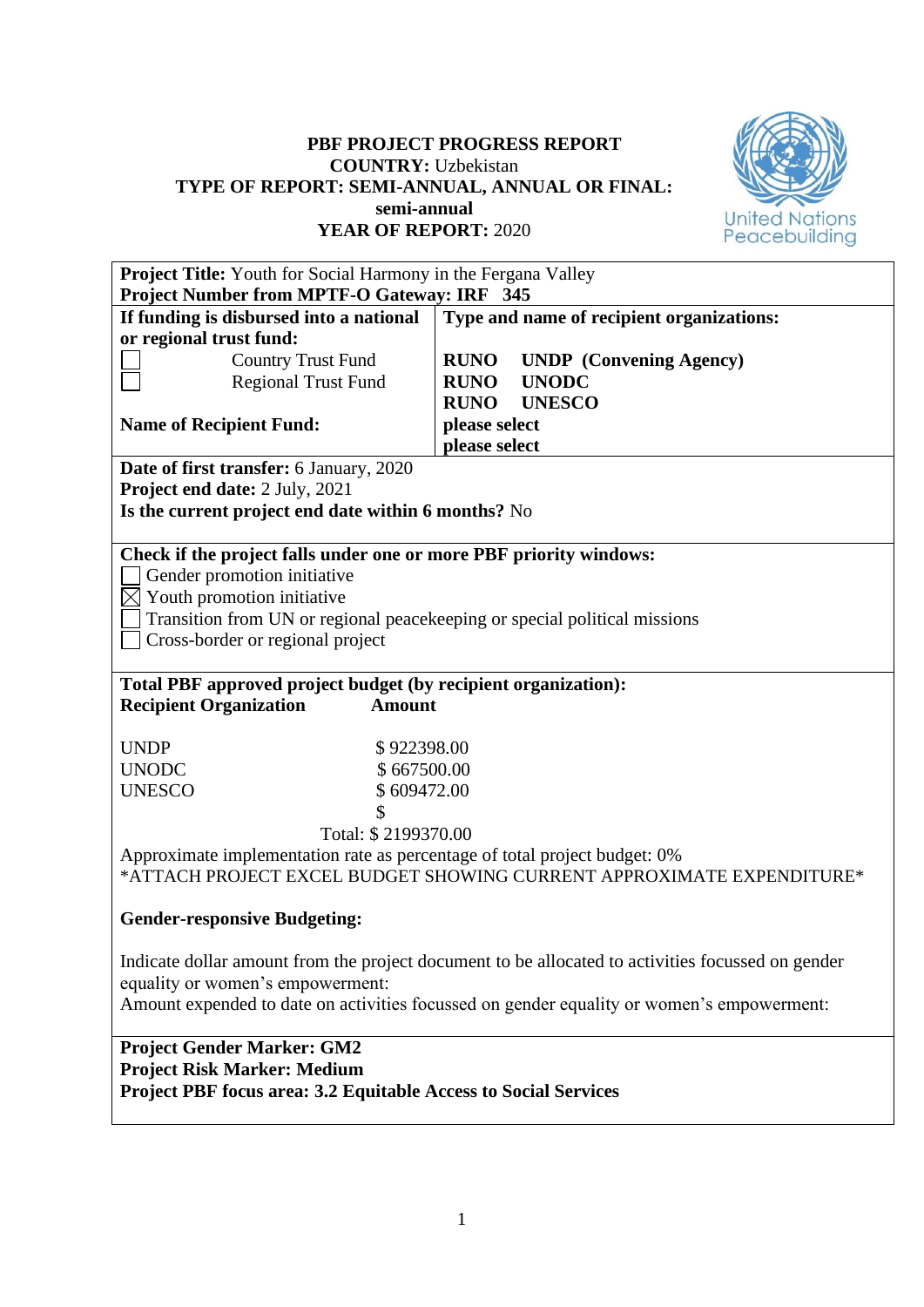**PBF PROJECT PROGRESS REPORT**
**COUNTRY:** Uzbekistan
**TYPE OF REPORT: SEMI-ANNUAL, ANNUAL OR FINAL:**
**semi-annual**
**YEAR OF REPORT:** 2020

**Project Title:** Youth for Social Harmony in the Fergana Valley
**Project Number from MPTF-O Gateway: IRF 345**

| **If funding is disbursed into a national or regional trust fund:** | **Type and name of recipient organizations:** |
|---|---|
| ☐ Country Trust Fund | **RUNO UNDP (Convening Agency)** |
| ☐ Regional Trust Fund | **RUNO UNODC** |
| | **RUNO UNESCO** |
| **Name of Recipient Fund:** | **please select** |
| | **please select** |

**Date of first transfer:** 6 January, 2020
**Project end date:** 2 July, 2021
**Is the current project end date within 6 months?** No

**Check if the project falls under one or more PBF priority windows:**

☐ Gender promotion initiative
☒ Youth promotion initiative
☐ Transition from UN or regional peacekeeping or special political missions
☐ Cross-border or regional project

**Total PBF approved project budget (by recipient organization):**

| **Recipient Organization** | **Amount** |
|---|---|
| UNDP | $ 922398.00 |
| UNODC | $ 667500.00 |
| UNESCO | $ 609472.00 |
| | $ |
| | Total: $ 2199370.00 |

Approximate implementation rate as percentage of total project budget: 0%
*ATTACH PROJECT EXCEL BUDGET SHOWING CURRENT APPROXIMATE EXPENDITURE*

**Gender-responsive Budgeting:**

Indicate dollar amount from the project document to be allocated to activities focussed on gender equality or women's empowerment:
Amount expended to date on activities focussed on gender equality or women's empowerment:

**Project Gender Marker: GM2**
**Project Risk Marker: Medium**
**Project PBF focus area: 3.2 Equitable Access to Social Services**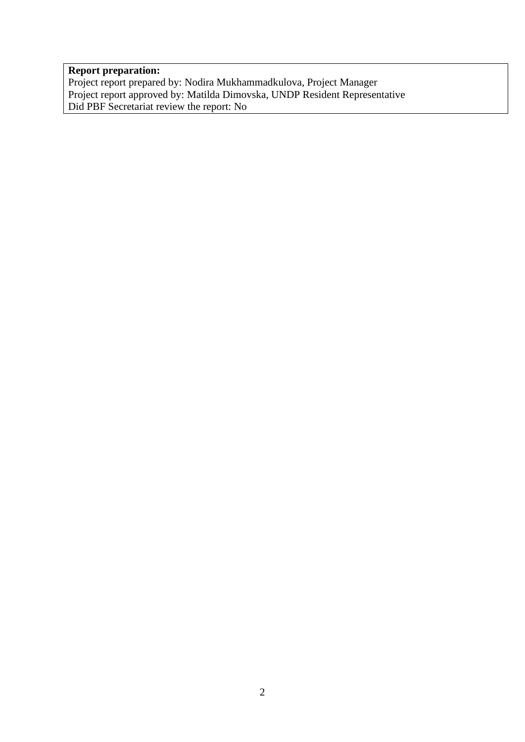**Report preparation:**
Project report prepared by: Nodira Mukhammadkulova, Project Manager
Project report approved by: Matilda Dimovska, UNDP Resident Representative
Did PBF Secretariat review the report: No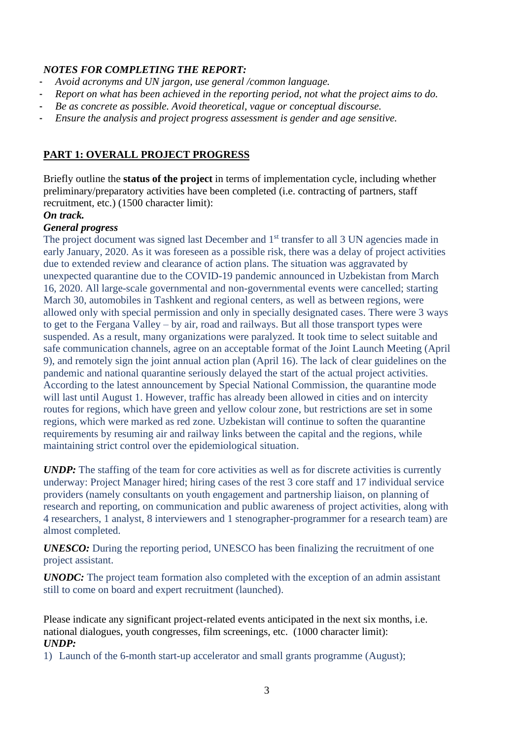***NOTES FOR COMPLETING THE REPORT:***

- *Avoid acronyms and UN jargon, use general /common language.*
- *Report on what has been achieved in the reporting period, not what the project aims to do.*
- *Be as concrete as possible. Avoid theoretical, vague or conceptual discourse.*
- *Ensure the analysis and project progress assessment is gender and age sensitive.*

## PART 1: OVERALL PROJECT PROGRESS

Briefly outline the **status of the project** in terms of implementation cycle, including whether preliminary/preparatory activities have been completed (i.e. contracting of partners, staff recruitment, etc.) (1500 character limit):

***On track.***

***General progress***

The project document was signed last December and 1st transfer to all 3 UN agencies made in early January, 2020. As it was foreseen as a possible risk, there was a delay of project activities due to extended review and clearance of action plans. The situation was aggravated by unexpected quarantine due to the COVID-19 pandemic announced in Uzbekistan from March 16, 2020. All large-scale governmental and non-governmental events were cancelled; starting March 30, automobiles in Tashkent and regional centers, as well as between regions, were allowed only with special permission and only in specially designated cases. There were 3 ways to get to the Fergana Valley – by air, road and railways. But all those transport types were suspended. As a result, many organizations were paralyzed. It took time to select suitable and safe communication channels, agree on an acceptable format of the Joint Launch Meeting (April 9), and remotely sign the joint annual action plan (April 16). The lack of clear guidelines on the pandemic and national quarantine seriously delayed the start of the actual project activities. According to the latest announcement by Special National Commission, the quarantine mode will last until August 1. However, traffic has already been allowed in cities and on intercity routes for regions, which have green and yellow colour zone, but restrictions are set in some regions, which were marked as red zone. Uzbekistan will continue to soften the quarantine requirements by resuming air and railway links between the capital and the regions, while maintaining strict control over the epidemiological situation.

***UNDP:*** The staffing of the team for core activities as well as for discrete activities is currently underway: Project Manager hired; hiring cases of the rest 3 core staff and 17 individual service providers (namely consultants on youth engagement and partnership liaison, on planning of research and reporting, on communication and public awareness of project activities, along with 4 researchers, 1 analyst, 8 interviewers and 1 stenographer-programmer for a research team) are almost completed.

***UNESCO:*** During the reporting period, UNESCO has been finalizing the recruitment of one project assistant.

***UNODC:*** The project team formation also completed with the exception of an admin assistant still to come on board and expert recruitment (launched).

Please indicate any significant project-related events anticipated in the next six months, i.e. national dialogues, youth congresses, film screenings, etc. (1000 character limit):

***UNDP:***

1) Launch of the 6-month start-up accelerator and small grants programme (August);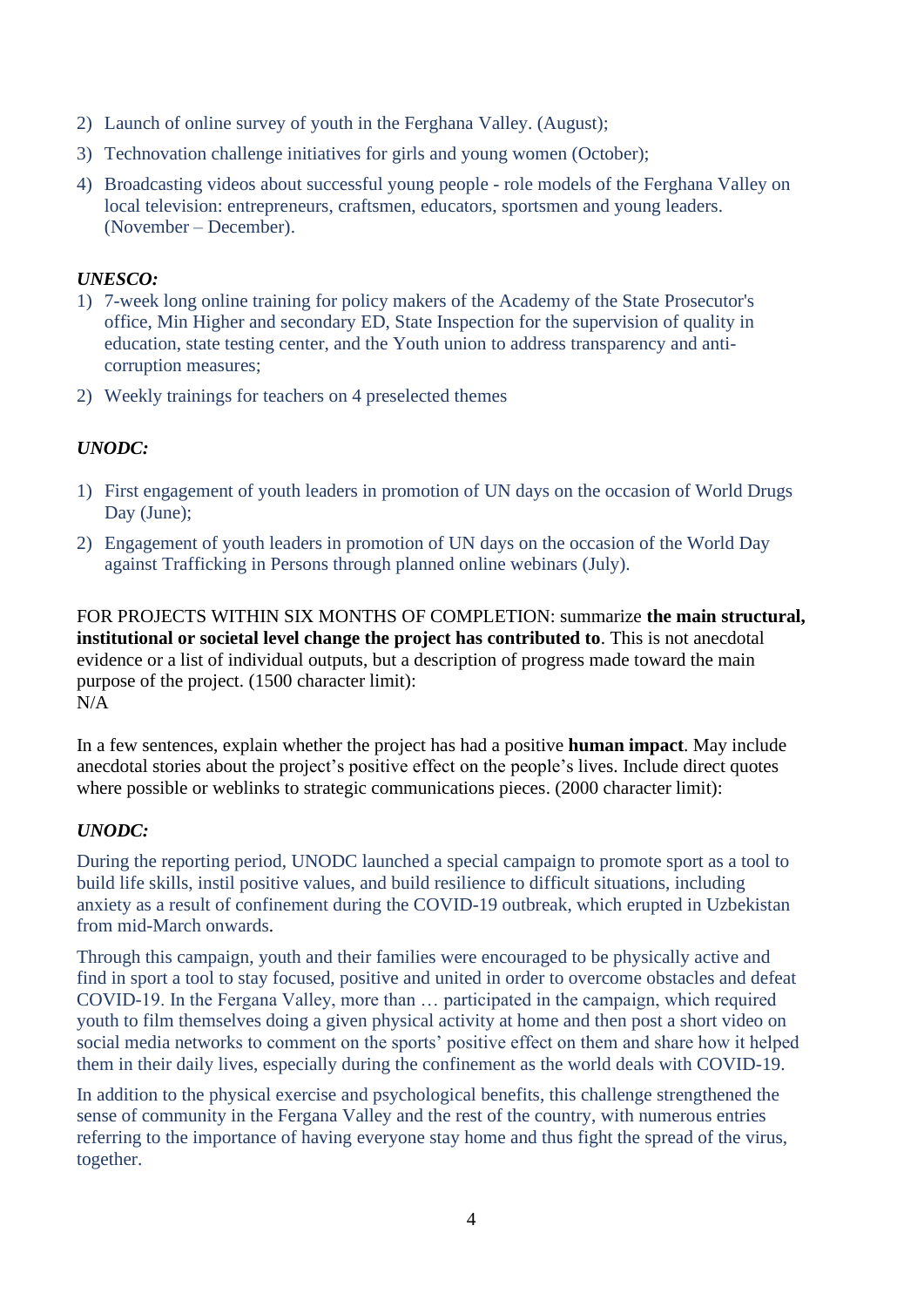2) Launch of online survey of youth in the Ferghana Valley. (August);
3) Technovation challenge initiatives for girls and young women (October);
4) Broadcasting videos about successful young people - role models of the Ferghana Valley on local television: entrepreneurs, craftsmen, educators, sportsmen and young leaders. (November – December).

***UNESCO:***

1) 7-week long online training for policy makers of the Academy of the State Prosecutor's office, Min Higher and secondary ED, State Inspection for the supervision of quality in education, state testing center, and the Youth union to address transparency and anti-corruption measures;
2) Weekly trainings for teachers on 4 preselected themes

***UNODC:***

1) First engagement of youth leaders in promotion of UN days on the occasion of World Drugs Day (June);
2) Engagement of youth leaders in promotion of UN days on the occasion of the World Day against Trafficking in Persons through planned online webinars (July).

FOR PROJECTS WITHIN SIX MONTHS OF COMPLETION: summarize **the main structural, institutional or societal level change the project has contributed to**. This is not anecdotal evidence or a list of individual outputs, but a description of progress made toward the main purpose of the project. (1500 character limit):
N/A

In a few sentences, explain whether the project has had a positive **human impact**. May include anecdotal stories about the project's positive effect on the people's lives. Include direct quotes where possible or weblinks to strategic communications pieces. (2000 character limit):

***UNODC:***

During the reporting period, UNODC launched a special campaign to promote sport as a tool to build life skills, instil positive values, and build resilience to difficult situations, including anxiety as a result of confinement during the COVID-19 outbreak, which erupted in Uzbekistan from mid-March onwards.

Through this campaign, youth and their families were encouraged to be physically active and find in sport a tool to stay focused, positive and united in order to overcome obstacles and defeat COVID-19. In the Fergana Valley, more than … participated in the campaign, which required youth to film themselves doing a given physical activity at home and then post a short video on social media networks to comment on the sports' positive effect on them and share how it helped them in their daily lives, especially during the confinement as the world deals with COVID-19.

In addition to the physical exercise and psychological benefits, this challenge strengthened the sense of community in the Fergana Valley and the rest of the country, with numerous entries referring to the importance of having everyone stay home and thus fight the spread of the virus, together.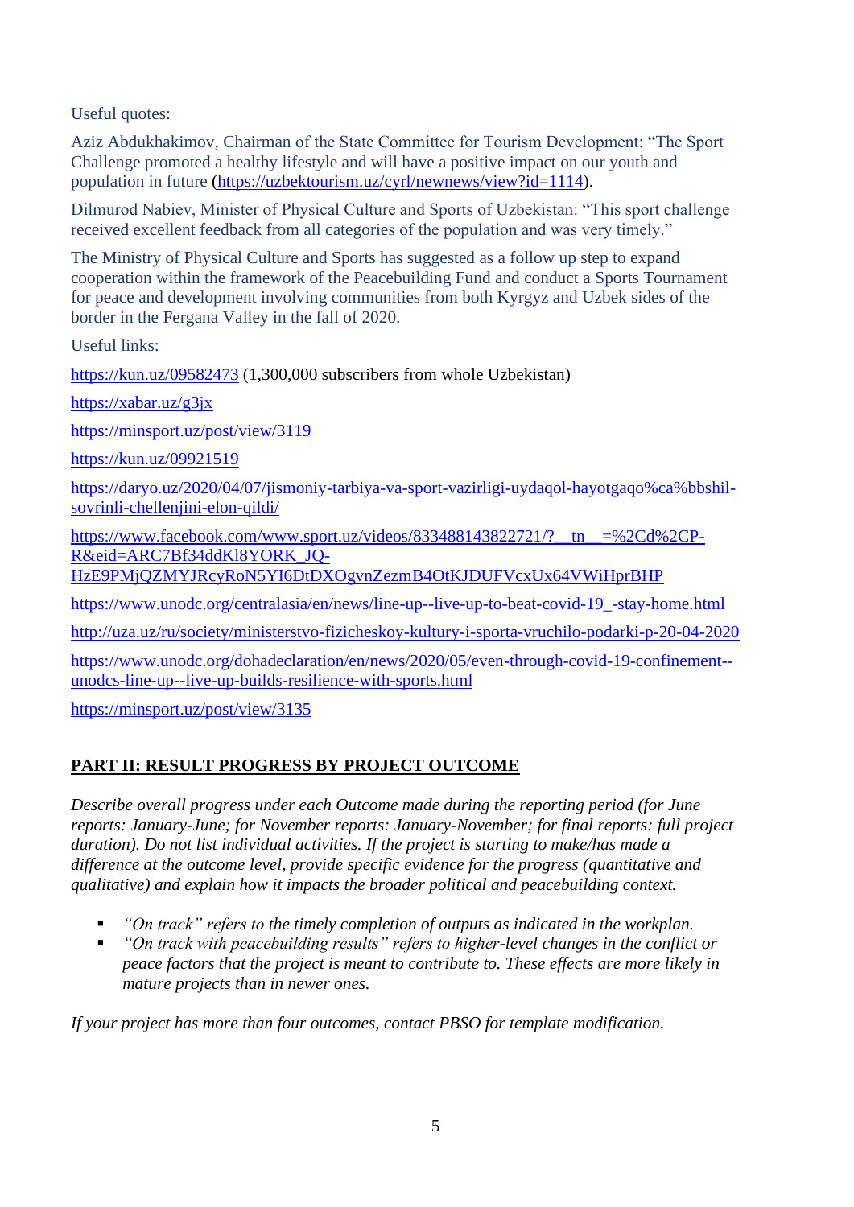Useful quotes:

Aziz Abdukhakimov, Chairman of the State Committee for Tourism Development: “The Sport Challenge promoted a healthy lifestyle and will have a positive impact on our youth and population in future (https://uzbektourism.uz/cyrl/newnews/view?id=1114).

Dilmurod Nabiev, Minister of Physical Culture and Sports of Uzbekistan: “This sport challenge received excellent feedback from all categories of the population and was very timely.”

The Ministry of Physical Culture and Sports has suggested as a follow up step to expand cooperation within the framework of the Peacebuilding Fund and conduct a Sports Tournament for peace and development involving communities from both Kyrgyz and Uzbek sides of the border in the Fergana Valley in the fall of 2020.

Useful links:

https://kun.uz/09582473 (1,300,000 subscribers from whole Uzbekistan)

https://xabar.uz/g3jx

https://minsport.uz/post/view/3119

https://kun.uz/09921519

https://daryo.uz/2020/04/07/jismoniy-tarbiya-va-sport-vazirligi-uydaqol-hayotgaqo%ca%bbshil-sovrinli-chellenjini-elon-qildi/

https://www.facebook.com/www.sport.uz/videos/833488143822721/?__tn__=%2Cd%2CP-R&eid=ARC7Bf34ddKl8YORK_JQ-HzE9PMjQZMYJRcyRoN5YI6DtDXOgvnZezmB4OtKJDUFVcxUx64VWiHprBHP

https://www.unodc.org/centralasia/en/news/line-up--live-up-to-beat-covid-19_-stay-home.html

http://uza.uz/ru/society/ministerstvo-fizicheskoy-kultury-i-sporta-vruchilo-podarki-p-20-04-2020

https://www.unodc.org/dohadeclaration/en/news/2020/05/even-through-covid-19-confinement--unodcs-line-up--live-up-builds-resilience-with-sports.html

https://minsport.uz/post/view/3135

## PART II: RESULT PROGRESS BY PROJECT OUTCOME

*Describe overall progress under each Outcome made during the reporting period (for June reports: January-June; for November reports: January-November; for final reports: full project duration). Do not list individual activities. If the project is starting to make/has made a difference at the outcome level, provide specific evidence for the progress (quantitative and qualitative) and explain how it impacts the broader political and peacebuilding context.*

- *“On track” refers to the timely completion of outputs as indicated in the workplan.*
- *“On track with peacebuilding results” refers to higher-level changes in the conflict or peace factors that the project is meant to contribute to. These effects are more likely in mature projects than in newer ones.*

*If your project has more than four outcomes, contact PBSO for template modification.*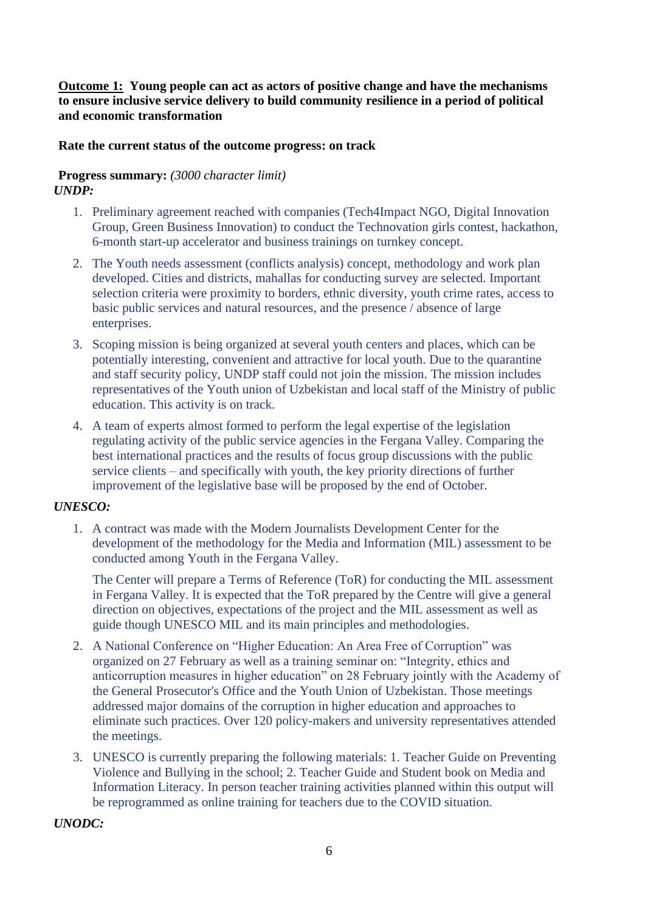**Outcome 1:** **Young people can act as actors of positive change and have the mechanisms to ensure inclusive service delivery to build community resilience in a period of political and economic transformation**

**Rate the current status of the outcome progress: on track**

**Progress summary:** *(3000 character limit)*

***UNDP:***

1. Preliminary agreement reached with companies (Tech4Impact NGO, Digital Innovation Group, Green Business Innovation) to conduct the Technovation girls contest, hackathon, 6-month start-up accelerator and business trainings on turnkey concept.
2. The Youth needs assessment (conflicts analysis) concept, methodology and work plan developed. Cities and districts, mahallas for conducting survey are selected. Important selection criteria were proximity to borders, ethnic diversity, youth crime rates, access to basic public services and natural resources, and the presence / absence of large enterprises.
3. Scoping mission is being organized at several youth centers and places, which can be potentially interesting, convenient and attractive for local youth. Due to the quarantine and staff security policy, UNDP staff could not join the mission. The mission includes representatives of the Youth union of Uzbekistan and local staff of the Ministry of public education. This activity is on track.
4. A team of experts almost formed to perform the legal expertise of the legislation regulating activity of the public service agencies in the Fergana Valley. Comparing the best international practices and the results of focus group discussions with the public service clients – and specifically with youth, the key priority directions of further improvement of the legislative base will be proposed by the end of October.

***UNESCO:***

1. A contract was made with the Modern Journalists Development Center for the development of the methodology for the Media and Information (MIL) assessment to be conducted among Youth in the Fergana Valley.

   The Center will prepare a Terms of Reference (ToR) for conducting the MIL assessment in Fergana Valley. It is expected that the ToR prepared by the Centre will give a general direction on objectives, expectations of the project and the MIL assessment as well as guide though UNESCO MIL and its main principles and methodologies.
2. A National Conference on "Higher Education: An Area Free of Corruption" was organized on 27 February as well as a training seminar on: "Integrity, ethics and anticorruption measures in higher education" on 28 February jointly with the Academy of the General Prosecutor's Office and the Youth Union of Uzbekistan. Those meetings addressed major domains of the corruption in higher education and approaches to eliminate such practices. Over 120 policy-makers and university representatives attended the meetings.
3. UNESCO is currently preparing the following materials: 1. Teacher Guide on Preventing Violence and Bullying in the school; 2. Teacher Guide and Student book on Media and Information Literacy. In person teacher training activities planned within this output will be reprogrammed as online training for teachers due to the COVID situation.

***UNODC:***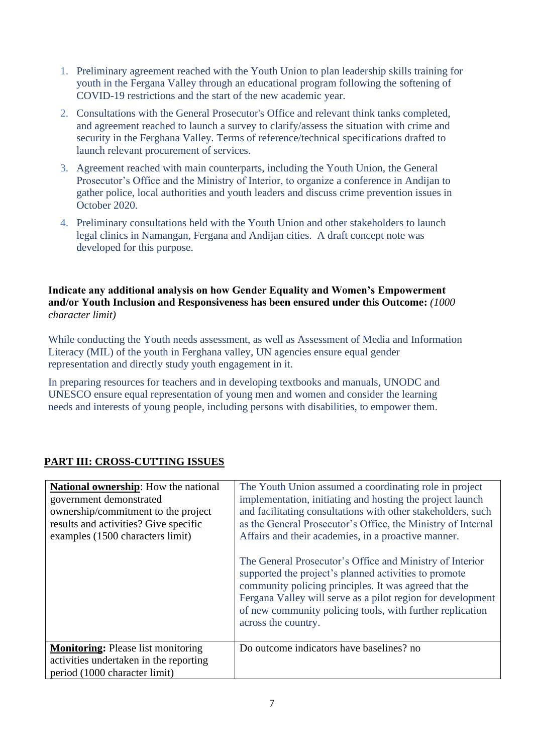1. Preliminary agreement reached with the Youth Union to plan leadership skills training for youth in the Fergana Valley through an educational program following the softening of COVID-19 restrictions and the start of the new academic year.
2. Consultations with the General Prosecutor's Office and relevant think tanks completed, and agreement reached to launch a survey to clarify/assess the situation with crime and security in the Ferghana Valley. Terms of reference/technical specifications drafted to launch relevant procurement of services.
3. Agreement reached with main counterparts, including the Youth Union, the General Prosecutor's Office and the Ministry of Interior, to organize a conference in Andijan to gather police, local authorities and youth leaders and discuss crime prevention issues in October 2020.
4. Preliminary consultations held with the Youth Union and other stakeholders to launch legal clinics in Namangan, Fergana and Andijan cities. A draft concept note was developed for this purpose.

**Indicate any additional analysis on how Gender Equality and Women's Empowerment and/or Youth Inclusion and Responsiveness has been ensured under this Outcome:** *(1000 character limit)*

While conducting the Youth needs assessment, as well as Assessment of Media and Information Literacy (MIL) of the youth in Ferghana valley, UN agencies ensure equal gender representation and directly study youth engagement in it.

In preparing resources for teachers and in developing textbooks and manuals, UNODC and UNESCO ensure equal representation of young men and women and consider the learning needs and interests of young people, including persons with disabilities, to empower them.

## PART III: CROSS-CUTTING ISSUES

| | |
|---|---|
| **National ownership**: How the national government demonstrated ownership/commitment to the project results and activities? Give specific examples (1500 characters limit) | The Youth Union assumed a coordinating role in project implementation, initiating and hosting the project launch and facilitating consultations with other stakeholders, such as the General Prosecutor's Office, the Ministry of Internal Affairs and their academies, in a proactive manner.<br><br>The General Prosecutor's Office and Ministry of Interior supported the project's planned activities to promote community policing principles. It was agreed that the Fergana Valley will serve as a pilot region for development of new community policing tools, with further replication across the country. |
| **Monitoring:** Please list monitoring activities undertaken in the reporting period (1000 character limit) | Do outcome indicators have baselines? no |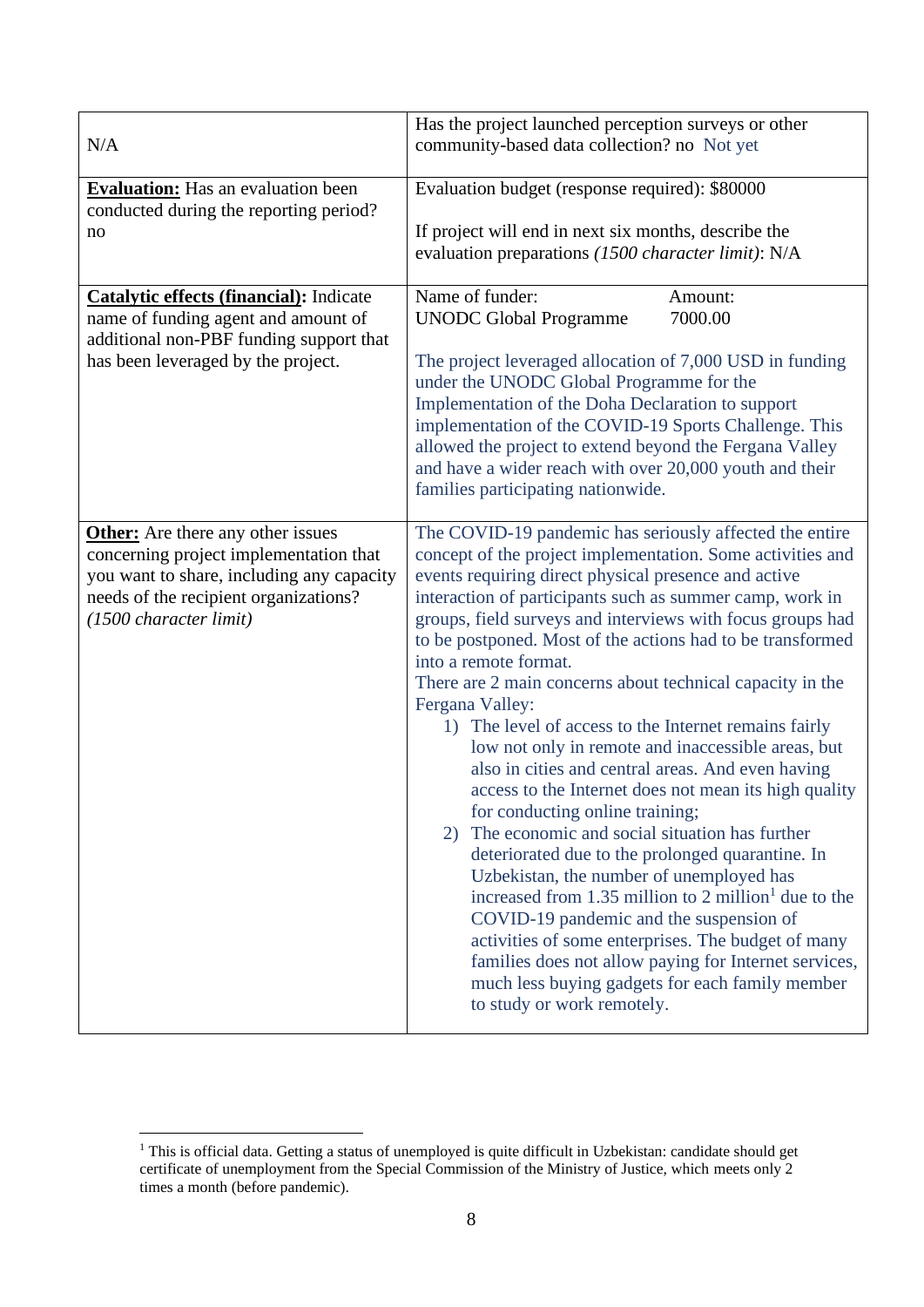| | |
|---|---|
| N/A | Has the project launched perception surveys or other community-based data collection? no Not yet |
| **Evaluation:** Has an evaluation been conducted during the reporting period? no | Evaluation budget (response required): $80000<br><br>If project will end in next six months, describe the evaluation preparations *(1500 character limit)*: N/A |
| **Catalytic effects (financial):** Indicate name of funding agent and amount of additional non-PBF funding support that has been leveraged by the project. | Name of funder: UNODC Global Programme &nbsp;&nbsp;&nbsp; Amount: 7000.00<br><br>The project leveraged allocation of 7,000 USD in funding under the UNODC Global Programme for the Implementation of the Doha Declaration to support implementation of the COVID-19 Sports Challenge. This allowed the project to extend beyond the Fergana Valley and have a wider reach with over 20,000 youth and their families participating nationwide. |
| **Other:** Are there any other issues concerning project implementation that you want to share, including any capacity needs of the recipient organizations? *(1500 character limit)* | The COVID-19 pandemic has seriously affected the entire concept of the project implementation. Some activities and events requiring direct physical presence and active interaction of participants such as summer camp, work in groups, field surveys and interviews with focus groups had to be postponed. Most of the actions had to be transformed into a remote format.<br>There are 2 main concerns about technical capacity in the Fergana Valley:<br>1) The level of access to the Internet remains fairly low not only in remote and inaccessible areas, but also in cities and central areas. And even having access to the Internet does not mean its high quality for conducting online training;<br>2) The economic and social situation has further deteriorated due to the prolonged quarantine. In Uzbekistan, the number of unemployed has increased from 1.35 million to 2 million[1] due to the COVID-19 pandemic and the suspension of activities of some enterprises. The budget of many families does not allow paying for Internet services, much less buying gadgets for each family member to study or work remotely. |

[1] This is official data. Getting a status of unemployed is quite difficult in Uzbekistan: candidate should get certificate of unemployment from the Special Commission of the Ministry of Justice, which meets only 2 times a month (before pandemic).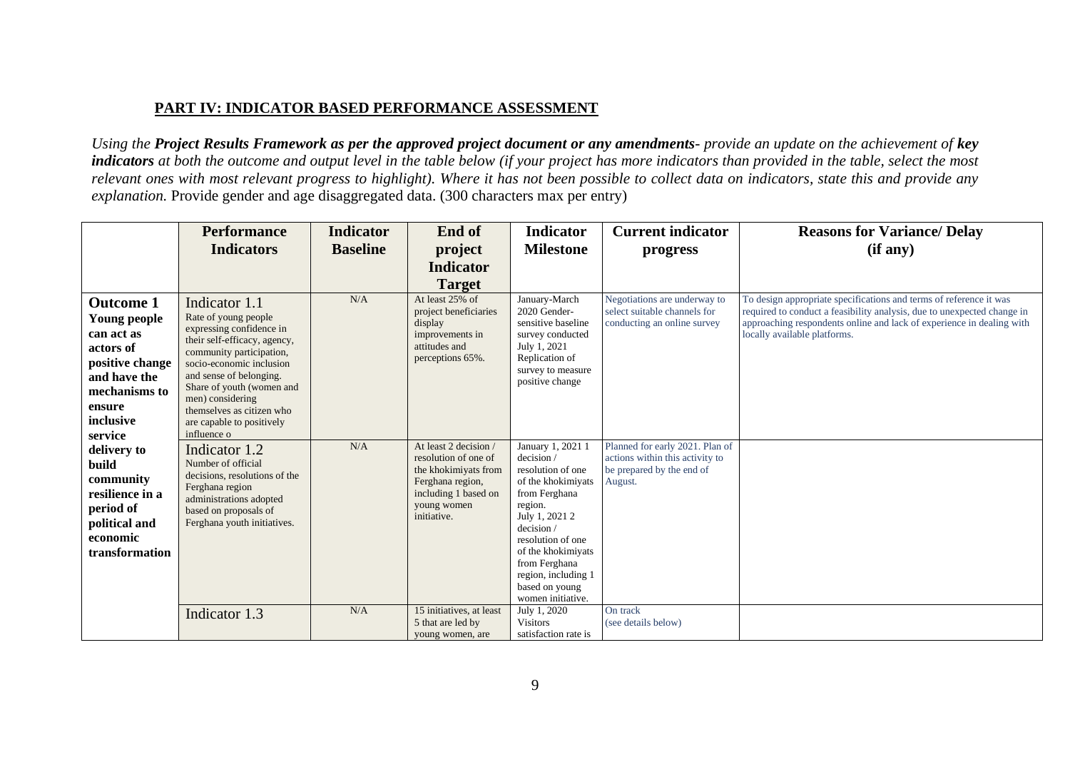## PART IV: INDICATOR BASED PERFORMANCE ASSESSMENT

*Using the **Project Results Framework as per the approved project document or any amendments**- provide an update on the achievement of **key indicators** at both the outcome and output level in the table below (if your project has more indicators than provided in the table, select the most relevant ones with most relevant progress to highlight). Where it has not been possible to collect data on indicators, state this and provide any explanation.* Provide gender and age disaggregated data. (300 characters max per entry)

| | Performance Indicators | Indicator Baseline | End of project Indicator Target | Indicator Milestone | Current indicator progress | Reasons for Variance/ Delay (if any) |
|---|---|---|---|---|---|---|
| **Outcome 1 Young people can act as actors of positive change and have the mechanisms to ensure inclusive service delivery to build community resilience in a period of political and economic transformation** | Indicator 1.1<br>Rate of young people expressing confidence in their self-efficacy, agency, community participation, socio-economic inclusion and sense of belonging. Share of youth (women and men) considering themselves as citizen who are capable to positively influence o | N/A | At least 25% of project beneficiaries display improvements in attitudes and perceptions 65%. | January-March 2020 Gender-sensitive baseline survey conducted<br>July 1, 2021 Replication of survey to measure positive change | Negotiations are underway to select suitable channels for conducting an online survey | To design appropriate specifications and terms of reference it was required to conduct a feasibility analysis, due to unexpected change in approaching respondents online and lack of experience in dealing with locally available platforms. |
| | Indicator 1.2<br>Number of official decisions, resolutions of the Ferghana region administrations adopted based on proposals of Ferghana youth initiatives. | N/A | At least 2 decision / resolution of one of the khokimiyats from Ferghana region, including 1 based on young women initiative. | January 1, 2021 1 decision / resolution of one of the khokimiyats from Ferghana region.<br>July 1, 2021 2 decision / resolution of one of the khokimiyats from Ferghana region, including 1 based on young women initiative. | Planned for early 2021. Plan of actions within this activity to be prepared by the end of August. | |
| | Indicator 1.3 | N/A | 15 initiatives, at least 5 that are led by young women, are | July 1, 2020 Visitors satisfaction rate is | On track (see details below) | |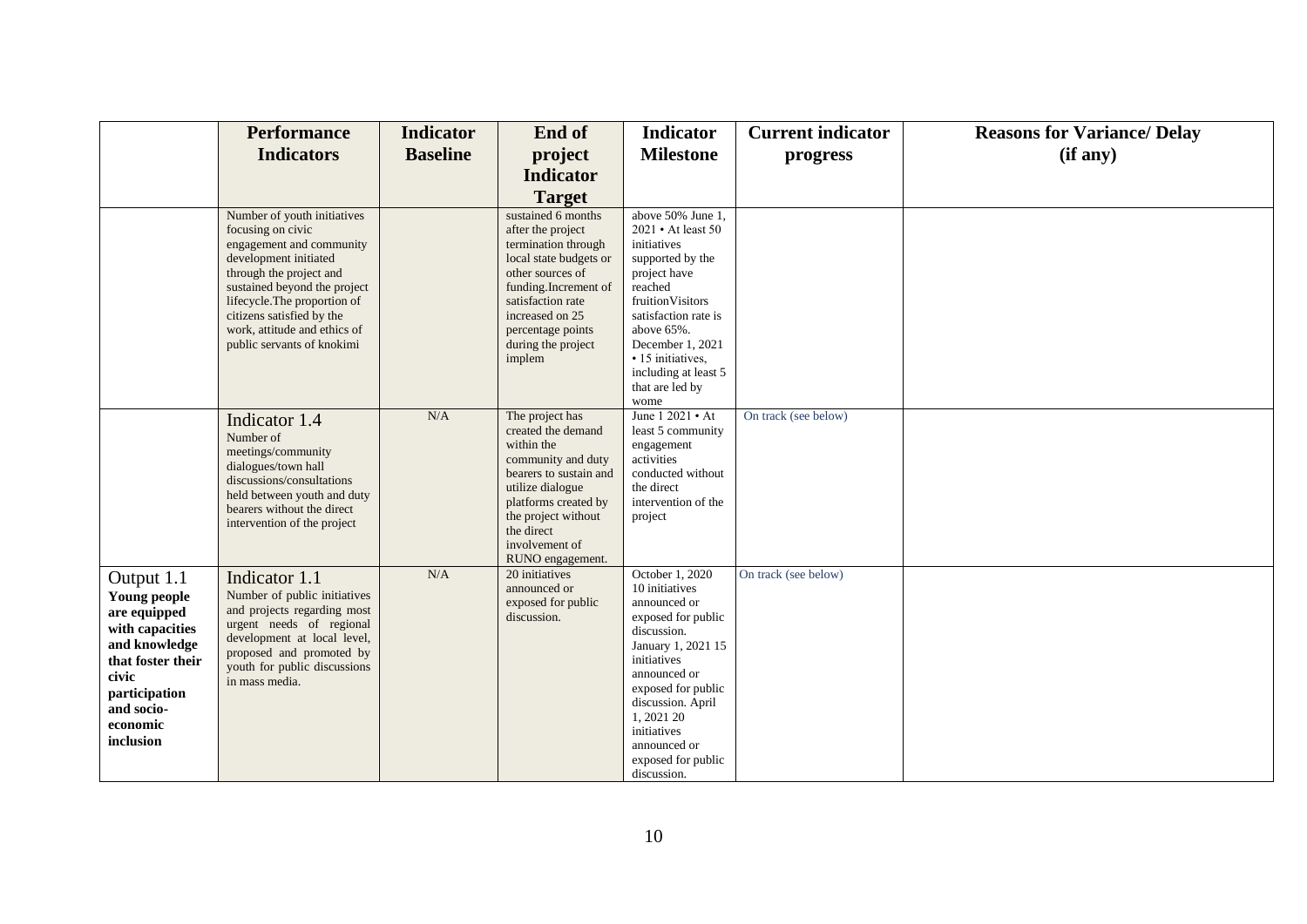| | Performance Indicators | Indicator Baseline | End of project Indicator Target | Indicator Milestone | Current indicator progress | Reasons for Variance/ Delay (if any) |
|---|---|---|---|---|---|---|
| | Number of youth initiatives focusing on civic engagement and community development initiated through the project and sustained beyond the project lifecycle.The proportion of citizens satisfied by the work, attitude and ethics of public servants of knokimi | | sustained 6 months after the project termination through local state budgets or other sources of funding.Increment of satisfaction rate increased on 25 percentage points during the project implem | above 50% June 1, 2021 • At least 50 initiatives supported by the project have reached fruitionVisitors satisfaction rate is above 65%. December 1, 2021 • 15 initiatives, including at least 5 that are led by wome | | |
| | Indicator 1.4<br>Number of meetings/community dialogues/town hall discussions/consultations held between youth and duty bearers without the direct intervention of the project | N/A | The project has created the demand within the community and duty bearers to sustain and utilize dialogue platforms created by the project without the direct involvement of RUNO engagement. | June 1 2021 • At least 5 community engagement activities conducted without the direct intervention of the project | On track (see below) | |
| Output 1.1<br>**Young people are equipped with capacities and knowledge that foster their civic participation and socio-economic inclusion** | Indicator 1.1<br>Number of public initiatives and projects regarding most urgent needs of regional development at local level, proposed and promoted by youth for public discussions in mass media. | N/A | 20 initiatives announced or exposed for public discussion. | October 1, 2020 10 initiatives announced or exposed for public discussion. January 1, 2021 15 initiatives announced or exposed for public discussion. April 1, 2021 20 initiatives announced or exposed for public discussion. | On track (see below) | |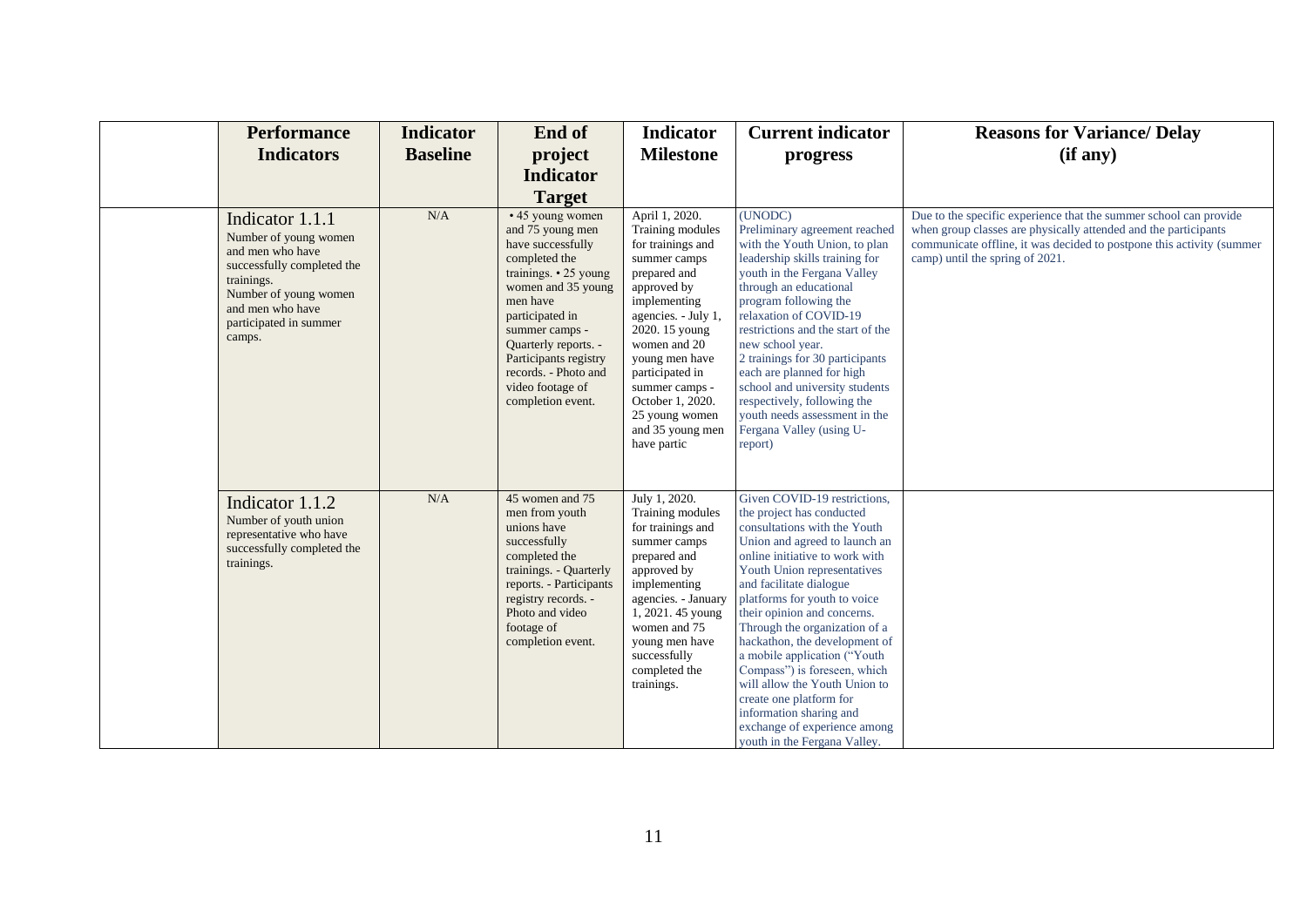| | Performance Indicators | Indicator Baseline | End of project Indicator Target | Indicator Milestone | Current indicator progress | Reasons for Variance/ Delay (if any) |
|---|---|---|---|---|---|---|
| | Indicator 1.1.1<br>Number of young women and men who have successfully completed the trainings.<br>Number of young women and men who have participated in summer camps. | N/A | • 45 young women and 75 young men have successfully completed the trainings. • 25 young women and 35 young men have participated in summer camps - Quarterly reports. - Participants registry records. - Photo and video footage of completion event. | April 1, 2020. Training modules for trainings and summer camps prepared and approved by implementing agencies. - July 1, 2020. 15 young women and 20 young men have participated in summer camps - October 1, 2020. 25 young women and 35 young men have partic | (UNODC)<br>Preliminary agreement reached with the Youth Union, to plan leadership skills training for youth in the Fergana Valley through an educational program following the relaxation of COVID-19 restrictions and the start of the new school year.<br>2 trainings for 30 participants each are planned for high school and university students respectively, following the youth needs assessment in the Fergana Valley (using U-report) | Due to the specific experience that the summer school can provide when group classes are physically attended and the participants communicate offline, it was decided to postpone this activity (summer camp) until the spring of 2021. |
| | Indicator 1.1.2<br>Number of youth union representative who have successfully completed the trainings. | N/A | 45 women and 75 men from youth unions have successfully completed the trainings. - Quarterly reports. - Participants registry records. - Photo and video footage of completion event. | July 1, 2020. Training modules for trainings and summer camps prepared and approved by implementing agencies. - January 1, 2021. 45 young women and 75 young men have successfully completed the trainings. | Given COVID-19 restrictions, the project has conducted consultations with the Youth Union and agreed to launch an online initiative to work with Youth Union representatives and facilitate dialogue platforms for youth to voice their opinion and concerns. Through the organization of a hackathon, the development of a mobile application ("Youth Compass") is foreseen, which will allow the Youth Union to create one platform for information sharing and exchange of experience among youth in the Fergana Valley. | |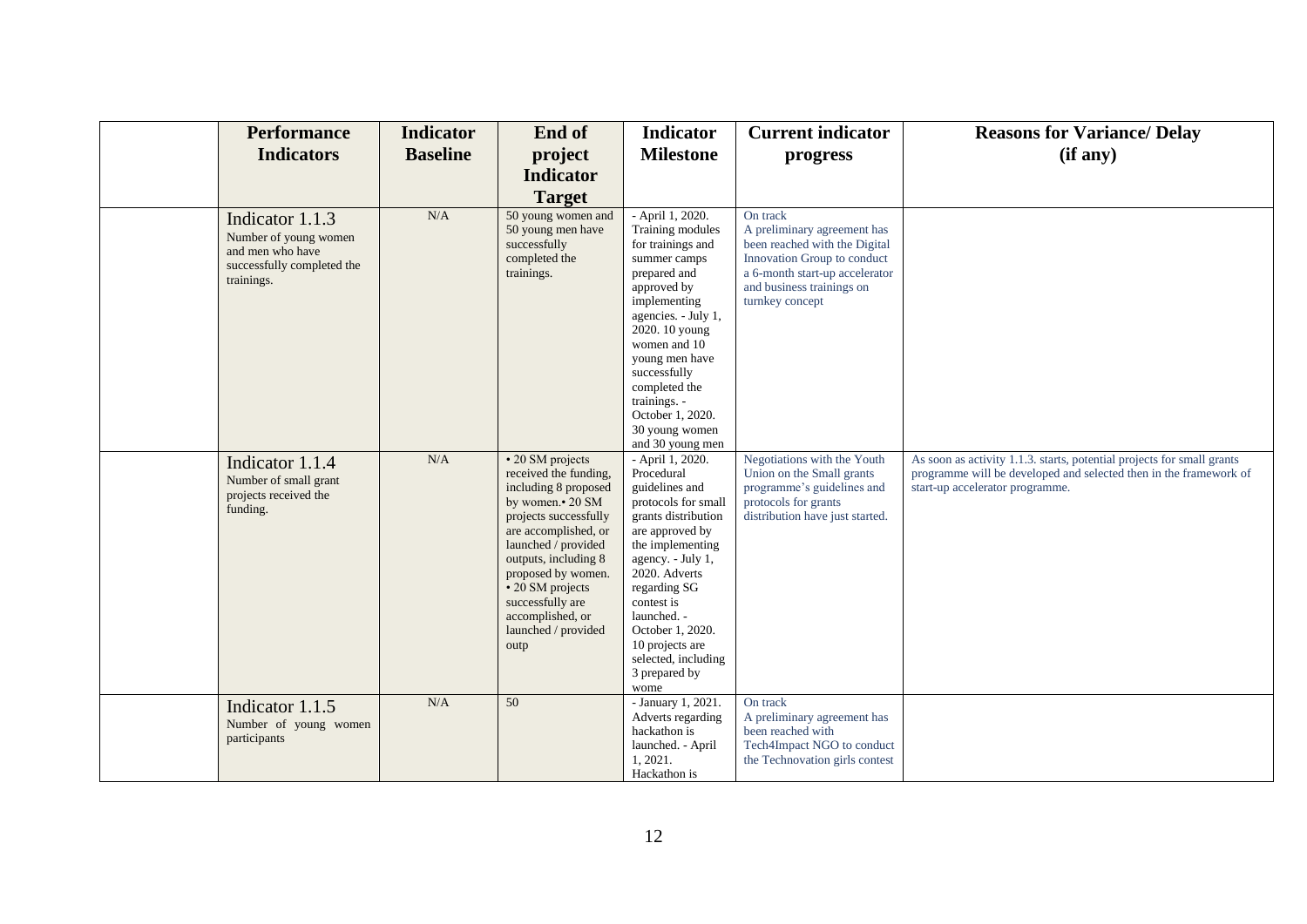| | Performance Indicators | Indicator Baseline | End of project Indicator Target | Indicator Milestone | Current indicator progress | Reasons for Variance/ Delay (if any) |
|---|---|---|---|---|---|---|
| | Indicator 1.1.3 Number of young women and men who have successfully completed the trainings. | N/A | 50 young women and 50 young men have successfully completed the trainings. | - April 1, 2020. Training modules for trainings and summer camps prepared and approved by implementing agencies. - July 1, 2020. 10 young women and 10 young men have successfully completed the trainings. - October 1, 2020. 30 young women and 30 young men | On track A preliminary agreement has been reached with the Digital Innovation Group to conduct a 6-month start-up accelerator and business trainings on turnkey concept | |
| | Indicator 1.1.4 Number of small grant projects received the funding. | N/A | • 20 SM projects received the funding, including 8 proposed by women.• 20 SM projects successfully are accomplished, or launched / provided outputs, including 8 proposed by women. • 20 SM projects successfully are accomplished, or launched / provided outp | - April 1, 2020. Procedural guidelines and protocols for small grants distribution are approved by the implementing agency. - July 1, 2020. Adverts regarding SG contest is launched. - October 1, 2020. 10 projects are selected, including 3 prepared by wome | Negotiations with the Youth Union on the Small grants programme's guidelines and protocols for grants distribution have just started. | As soon as activity 1.1.3. starts, potential projects for small grants programme will be developed and selected then in the framework of start-up accelerator programme. |
| | Indicator 1.1.5 Number of young women participants | N/A | 50 | - January 1, 2021. Adverts regarding hackathon is launched. - April 1, 2021. Hackathon is | On track A preliminary agreement has been reached with Tech4Impact NGO to conduct the Technovation girls contest | |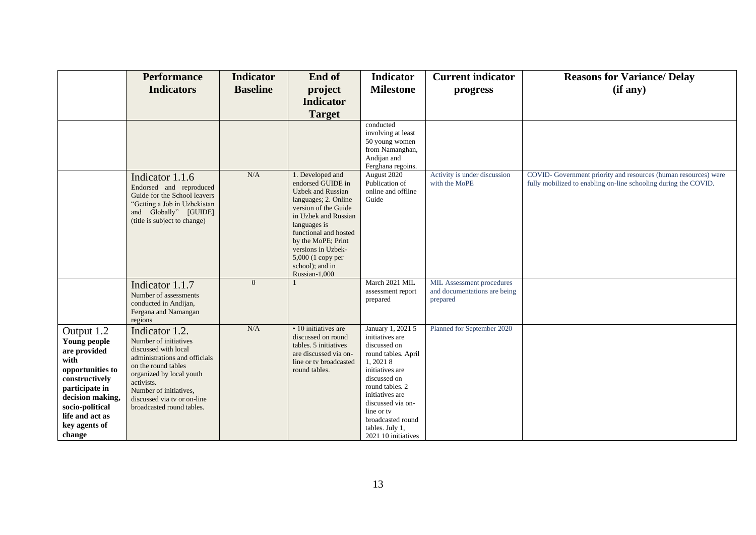| | Performance Indicators | Indicator Baseline | End of project Indicator Target | Indicator Milestone | Current indicator progress | Reasons for Variance/ Delay (if any) |
|---|---|---|---|---|---|---|
| | | | | conducted involving at least 50 young women from Namanghan, Andijan and Ferghana regoins. | | |
| | Indicator 1.1.6<br>Endorsed and reproduced Guide for the School leavers “Getting a Job in Uzbekistan and Globally” [GUIDE] (title is subject to change) | N/A | 1. Developed and endorsed GUIDE in Uzbek and Russian languages; 2. Online version of the Guide in Uzbek and Russian languages is functional and hosted by the MoPE; Print versions in Uzbek-5,000 (1 copy per school); and in Russian-1,000 | August 2020 Publication of online and offline Guide | Activity is under discussion with the MoPE | COVID- Government priority and resources (human resources) were fully mobilized to enabling on-line schooling during the COVID. |
| | Indicator 1.1.7<br>Number of assessments conducted in Andijan, Fergana and Namangan regions | 0 | 1 | March 2021 MIL assessment report prepared | MIL Assessment procedures and documentations are being prepared | |
| Output 1.2<br>**Young people are provided with opportunities to constructively participate in decision making, socio-political life and act as key agents of change** | Indicator 1.2.<br>Number of initiatives discussed with local administrations and officials on the round tables organized by local youth activists.<br>Number of initiatives, discussed via tv or on-line broadcasted round tables. | N/A | • 10 initiatives are discussed on round tables. 5 initiatives are discussed via on-line or tv broadcasted round tables. | January 1, 2021 5 initiatives are discussed on round tables. April 1, 2021 8 initiatives are discussed on round tables. 2 initiatives are discussed via on-line or tv broadcasted round tables. July 1, 2021 10 initiatives | Planned for September 2020 | |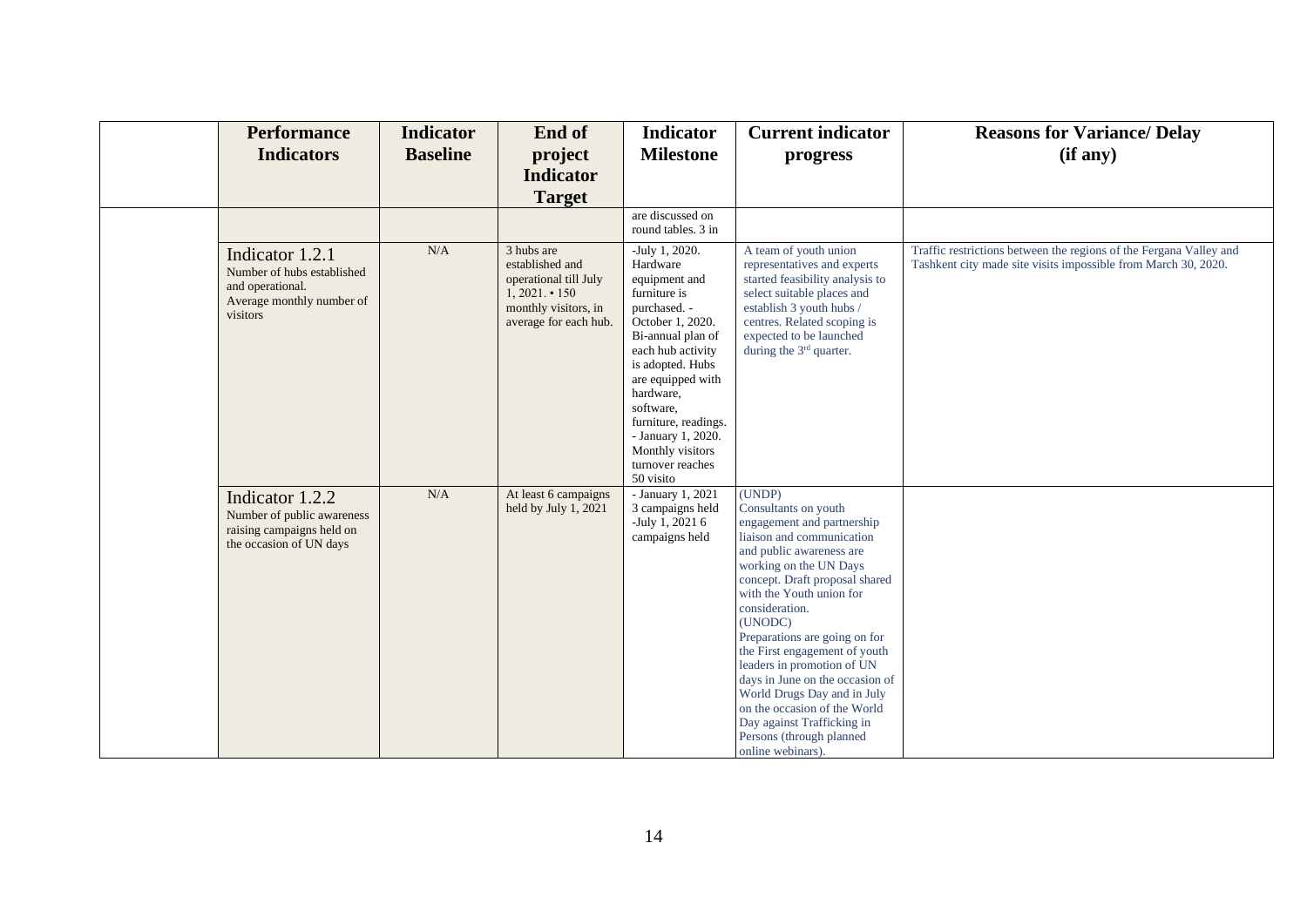| | Performance Indicators | Indicator Baseline | End of project Indicator Target | Indicator Milestone | Current indicator progress | Reasons for Variance/ Delay (if any) |
|---|---|---|---|---|---|---|
| | | | | are discussed on round tables. 3 in | | |
| | Indicator 1.2.1 Number of hubs established and operational. Average monthly number of visitors | N/A | 3 hubs are established and operational till July 1, 2021. • 150 monthly visitors, in average for each hub. | -July 1, 2020. Hardware equipment and furniture is purchased. - October 1, 2020. Bi-annual plan of each hub activity is adopted. Hubs are equipped with hardware, software, furniture, readings. - January 1, 2020. Monthly visitors turnover reaches 50 visito | A team of youth union representatives and experts started feasibility analysis to select suitable places and establish 3 youth hubs / centres. Related scoping is expected to be launched during the 3rd quarter. | Traffic restrictions between the regions of the Fergana Valley and Tashkent city made site visits impossible from March 30, 2020. |
| | Indicator 1.2.2 Number of public awareness raising campaigns held on the occasion of UN days | N/A | At least 6 campaigns held by July 1, 2021 | - January 1, 2021 3 campaigns held -July 1, 2021 6 campaigns held | (UNDP) Consultants on youth engagement and partnership liaison and communication and public awareness are working on the UN Days concept. Draft proposal shared with the Youth union for consideration. (UNODC) Preparations are going on for the First engagement of youth leaders in promotion of UN days in June on the occasion of World Drugs Day and in July on the occasion of the World Day against Trafficking in Persons (through planned online webinars). | |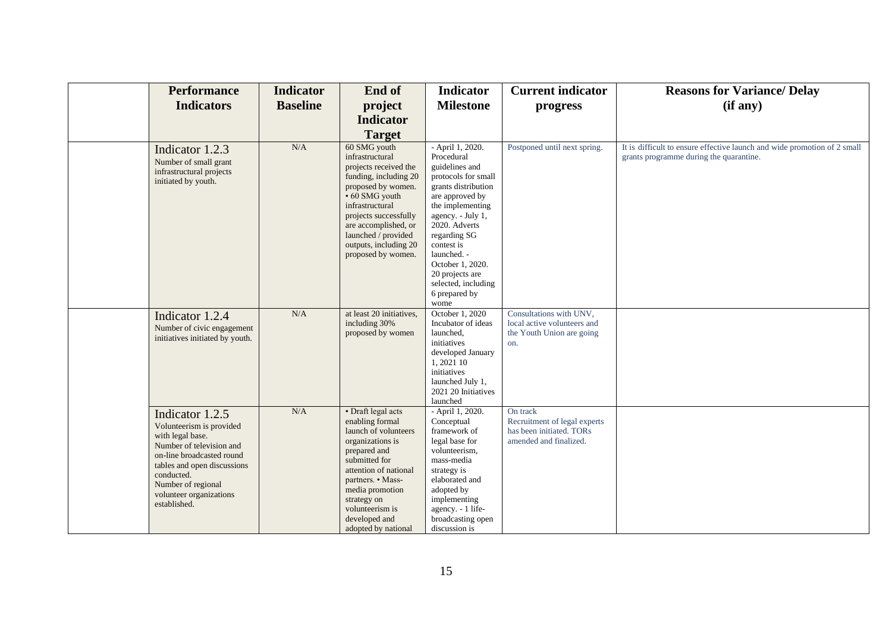| | Performance Indicators | Indicator Baseline | End of project Indicator Target | Indicator Milestone | Current indicator progress | Reasons for Variance/ Delay (if any) |
|---|---|---|---|---|---|---|
| | Indicator 1.2.3<br>Number of small grant infrastructural projects initiated by youth. | N/A | 60 SMG youth infrastructural projects received the funding, including 20 proposed by women. • 60 SMG youth infrastructural projects successfully are accomplished, or launched / provided outputs, including 20 proposed by women. | - April 1, 2020. Procedural guidelines and protocols for small grants distribution are approved by the implementing agency. - July 1, 2020. Adverts regarding SG contest is launched. - October 1, 2020. 20 projects are selected, including 6 prepared by wome | Postponed until next spring. | It is difficult to ensure effective launch and wide promotion of 2 small grants programme during the quarantine. |
| | Indicator 1.2.4<br>Number of civic engagement initiatives initiated by youth. | N/A | at least 20 initiatives, including 30% proposed by women | October 1, 2020 Incubator of ideas launched, initiatives developed January 1, 2021 10 initiatives launched July 1, 2021 20 Initiatives launched | Consultations with UNV, local active volunteers and the Youth Union are going on. | |
| | Indicator 1.2.5<br>Volunteerism is provided with legal base.<br>Number of television and on-line broadcasted round tables and open discussions conducted.<br>Number of regional volunteer organizations established. | N/A | • Draft legal acts enabling formal launch of volunteers organizations is prepared and submitted for attention of national partners. • Mass-media promotion strategy on volunteerism is developed and adopted by national | - April 1, 2020. Conceptual framework of legal base for volunteerism, mass-media strategy is elaborated and adopted by implementing agency. - 1 life-broadcasting open discussion is | On track<br>Recruitment of legal experts has been initiated. TORs amended and finalized. | |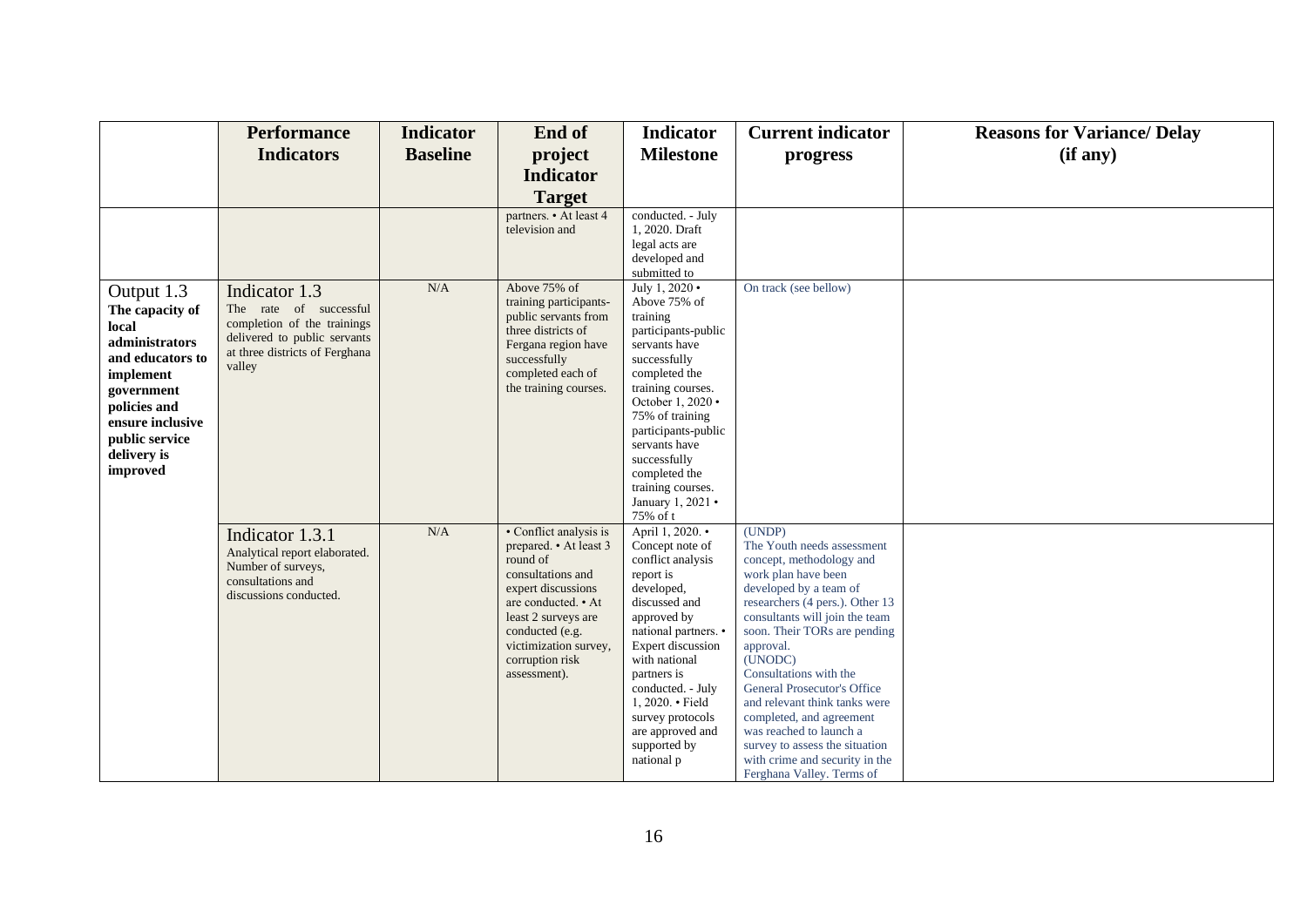| | Performance Indicators | Indicator Baseline | End of project Indicator Target | Indicator Milestone | Current indicator progress | Reasons for Variance/ Delay (if any) |
|---|---|---|---|---|---|---|
| | | | partners. • At least 4 television and | conducted. - July 1, 2020. Draft legal acts are developed and submitted to | | |
| Output 1.3 **The capacity of local administrators and educators to implement government policies and ensure inclusive public service delivery is improved** | Indicator 1.3 The rate of successful completion of the trainings delivered to public servants at three districts of Ferghana valley | N/A | Above 75% of training participants-public servants from three districts of Fergana region have successfully completed each of the training courses. | July 1, 2020 • Above 75% of training participants-public servants have successfully completed the training courses. October 1, 2020 • 75% of training participants-public servants have successfully completed the training courses. January 1, 2021 • 75% of t | On track (see bellow) | |
| | Indicator 1.3.1 Analytical report elaborated. Number of surveys, consultations and discussions conducted. | N/A | • Conflict analysis is prepared. • At least 3 round of consultations and expert discussions are conducted. • At least 2 surveys are conducted (e.g. victimization survey, corruption risk assessment). | April 1, 2020. • Concept note of conflict analysis report is developed, discussed and approved by national partners. • Expert discussion with national partners is conducted. - July 1, 2020. • Field survey protocols are approved and supported by national p | (UNDP) The Youth needs assessment concept, methodology and work plan have been developed by a team of researchers (4 pers.). Other 13 consultants will join the team soon. Their TORs are pending approval. (UNODC) Consultations with the General Prosecutor's Office and relevant think tanks were completed, and agreement was reached to launch a survey to assess the situation with crime and security in the Ferghana Valley. Terms of | |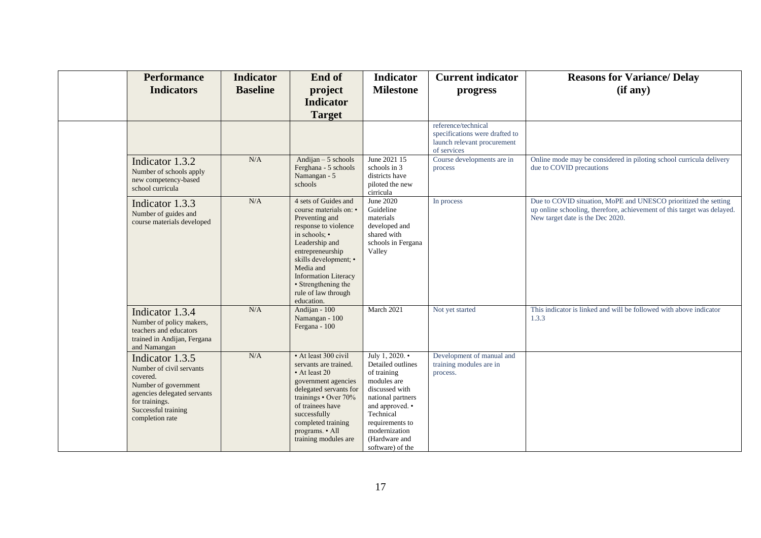|  | Performance Indicators | Indicator Baseline | End of project Indicator Target | Indicator Milestone | Current indicator progress | Reasons for Variance/ Delay (if any) |
|---|---|---|---|---|---|---|
|  |  |  |  |  | reference/technical specifications were drafted to launch relevant procurement of services |  |
|  | Indicator 1.3.2 Number of schools apply new competency-based school curricula | N/A | Andijan – 5 schools Ferghana - 5 schools Namangan - 5 schools | June 2021 15 schools in 3 districts have piloted the new cirricula | Course developments are in process | Online mode may be considered in piloting school curricula delivery due to COVID precautions |
|  | Indicator 1.3.3 Number of guides and course materials developed | N/A | 4 sets of Guides and course materials on: • Preventing and response to violence in schools; • Leadership and entrepreneurship skills development; • Media and Information Literacy • Strengthening the rule of law through education. | June 2020 Guideline materials developed and shared with schools in Fergana Valley | In process | Due to COVID situation, MoPE and UNESCO prioritized the setting up online schooling, therefore, achievement of this target was delayed. New target date is the Dec 2020. |
|  | Indicator 1.3.4 Number of policy makers, teachers and educators trained in Andijan, Fergana and Namangan | N/A | Andijan - 100 Namangan - 100 Fergana - 100 | March 2021 | Not yet started | This indicator is linked and will be followed with above indicator 1.3.3 |
|  | Indicator 1.3.5 Number of civil servants covered. Number of government agencies delegated servants for trainings. Successful training completion rate | N/A | • At least 300 civil servants are trained. • At least 20 government agencies delegated servants for trainings • Over 70% of trainees have successfully completed training programs. • All training modules are | July 1, 2020. • Detailed outlines of training modules are discussed with national partners and approved. • Technical requirements to modernization (Hardware and software) of the | Development of manual and training modules are in process. |  |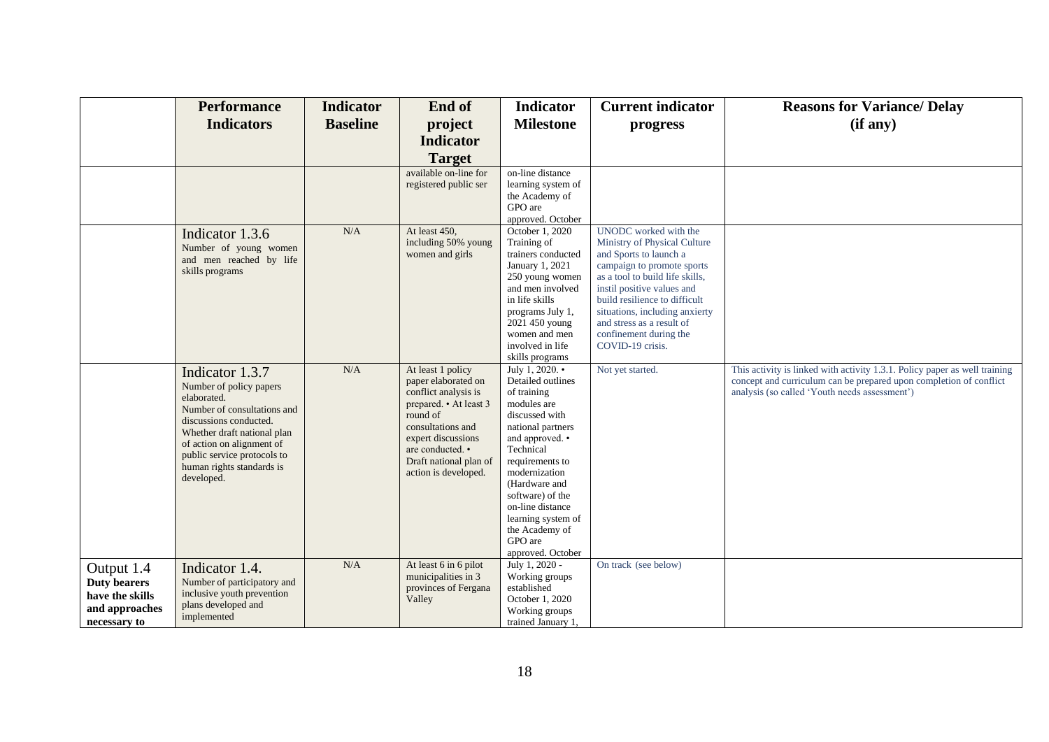|  | Performance Indicators | Indicator Baseline | End of project Indicator Target | Indicator Milestone | Current indicator progress | Reasons for Variance/ Delay (if any) |
|---|---|---|---|---|---|---|
|  |  |  | available on-line for registered public ser | on-line distance learning system of the Academy of GPO are approved. October |  |  |
|  | Indicator 1.3.6<br>Number of young women and men reached by life skills programs | N/A | At least 450, including 50% young women and girls | October 1, 2020 Training of trainers conducted January 1, 2021 250 young women and men involved in life skills programs July 1, 2021 450 young women and men involved in life skills programs | UNODC worked with the Ministry of Physical Culture and Sports to launch a campaign to promote sports as a tool to build life skills, instil positive values and build resilience to difficult situations, including anxiety and stress as a result of confinement during the COVID-19 crisis. |  |
|  | Indicator 1.3.7<br>Number of policy papers elaborated.<br>Number of consultations and discussions conducted.<br>Whether draft national plan of action on alignment of public service protocols to human rights standards is developed. | N/A | At least 1 policy paper elaborated on conflict analysis is prepared. • At least 3 round of consultations and expert discussions are conducted. • Draft national plan of action is developed. | July 1, 2020. • Detailed outlines of training modules are discussed with national partners and approved. • Technical requirements to modernization (Hardware and software) of the on-line distance learning system of the Academy of GPO are approved. October | Not yet started. | This activity is linked with activity 1.3.1. Policy paper as well training concept and curriculum can be prepared upon completion of conflict analysis (so called 'Youth needs assessment') |
| Output 1.4 **Duty bearers have the skills and approaches necessary to** | Indicator 1.4.<br>Number of participatory and inclusive youth prevention plans developed and implemented | N/A | At least 6 in 6 pilot municipalities in 3 provinces of Fergana Valley | July 1, 2020 - Working groups established October 1, 2020 Working groups trained January 1, | On track (see below) |  |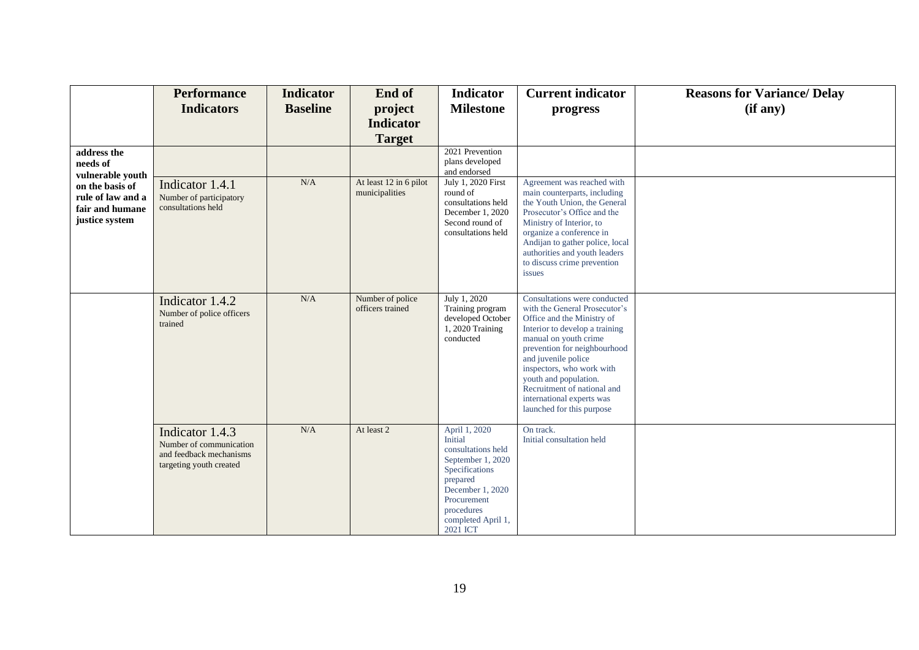| | Performance Indicators | Indicator Baseline | End of project Indicator Target | Indicator Milestone | Current indicator progress | Reasons for Variance/ Delay (if any) |
|---|---|---|---|---|---|---|
| **address the needs of vulnerable youth on the basis of rule of law and a fair and humane justice system** | | | | 2021 Prevention plans developed and endorsed | | |
| | Indicator 1.4.1<br>Number of participatory consultations held | N/A | At least 12 in 6 pilot municipalities | July 1, 2020 First round of consultations held December 1, 2020 Second round of consultations held | Agreement was reached with main counterparts, including the Youth Union, the General Prosecutor's Office and the Ministry of Interior, to organize a conference in Andijan to gather police, local authorities and youth leaders to discuss crime prevention issues | |
| | Indicator 1.4.2<br>Number of police officers trained | N/A | Number of police officers trained | July 1, 2020 Training program developed October 1, 2020 Training conducted | Consultations were conducted with the General Prosecutor's Office and the Ministry of Interior to develop a training manual on youth crime prevention for neighbourhood and juvenile police inspectors, who work with youth and population. Recruitment of national and international experts was launched for this purpose | |
| | Indicator 1.4.3<br>Number of communication and feedback mechanisms targeting youth created | N/A | At least 2 | April 1, 2020 Initial consultations held September 1, 2020 Specifications prepared December 1, 2020 Procurement procedures completed April 1, 2021 ICT | On track.<br>Initial consultation held | |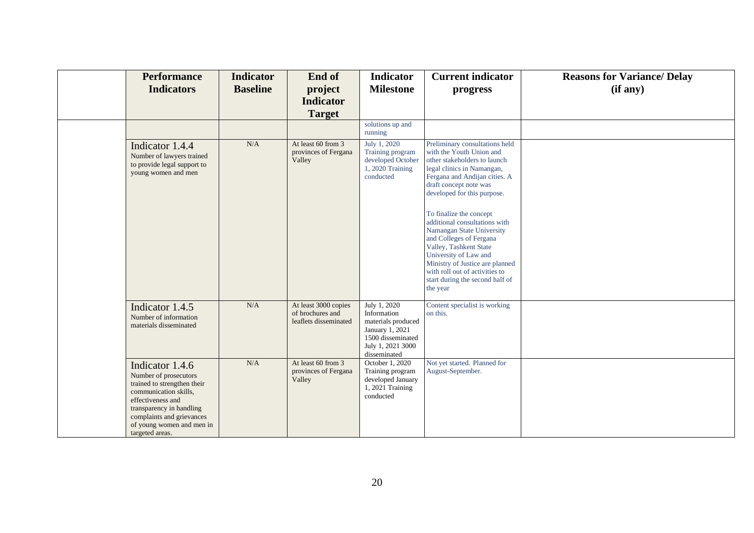| | Performance Indicators | Indicator Baseline | End of project Indicator Target | Indicator Milestone | Current indicator progress | Reasons for Variance/ Delay (if any) |
|---|---|---|---|---|---|---|
| | | | | solutions up and running | | |
| | Indicator 1.4.4<br>Number of lawyers trained to provide legal support to young women and men | N/A | At least 60 from 3 provinces of Fergana Valley | July 1, 2020 Training program developed October 1, 2020 Training conducted | Preliminary consultations held with the Youth Union and other stakeholders to launch legal clinics in Namangan, Fergana and Andijan cities. A draft concept note was developed for this purpose.<br><br>To finalize the concept additional consultations with Namangan State University and Colleges of Fergana Valley, Tashkent State University of Law and Ministry of Justice are planned with roll out of activities to start during the second half of the year | |
| | Indicator 1.4.5<br>Number of information materials disseminated | N/A | At least 3000 copies of brochures and leaflets disseminated | July 1, 2020 Information materials produced January 1, 2021 1500 disseminated July 1, 2021 3000 disseminated | Content specialist is working on this. | |
| | Indicator 1.4.6<br>Number of prosecutors trained to strengthen their communication skills, effectiveness and transparency in handling complaints and grievances of young women and men in targeted areas. | N/A | At least 60 from 3 provinces of Fergana Valley | October 1, 2020 Training program developed January 1, 2021 Training conducted | Not yet started. Planned for August-September. | |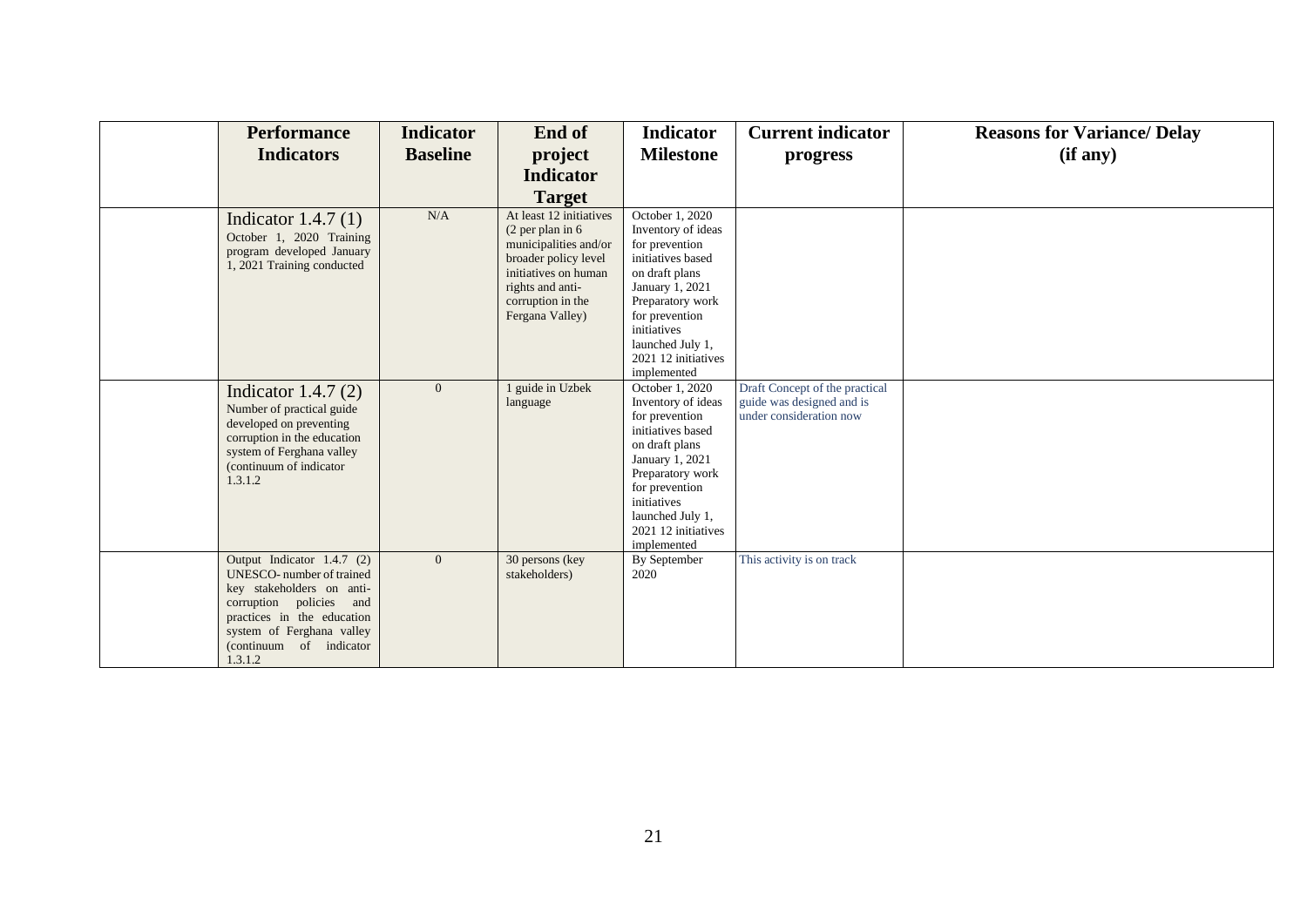| | Performance Indicators | Indicator Baseline | End of project Indicator Target | Indicator Milestone | Current indicator progress | Reasons for Variance/ Delay (if any) |
|---|---|---|---|---|---|---|
| | Indicator 1.4.7 (1) October 1, 2020 Training program developed January 1, 2021 Training conducted | N/A | At least 12 initiatives (2 per plan in 6 municipalities and/or broader policy level initiatives on human rights and anti-corruption in the Fergana Valley) | October 1, 2020 Inventory of ideas for prevention initiatives based on draft plans January 1, 2021 Preparatory work for prevention initiatives launched July 1, 2021 12 initiatives implemented | | |
| | Indicator 1.4.7 (2) Number of practical guide developed on preventing corruption in the education system of Ferghana valley (continuum of indicator 1.3.1.2 | 0 | 1 guide in Uzbek language | October 1, 2020 Inventory of ideas for prevention initiatives based on draft plans January 1, 2021 Preparatory work for prevention initiatives launched July 1, 2021 12 initiatives implemented | Draft Concept of the practical guide was designed and is under consideration now | |
| | Output Indicator 1.4.7 (2) UNESCO- number of trained key stakeholders on anti-corruption policies and practices in the education system of Ferghana valley (continuum of indicator 1.3.1.2 | 0 | 30 persons (key stakeholders) | By September 2020 | This activity is on track | |